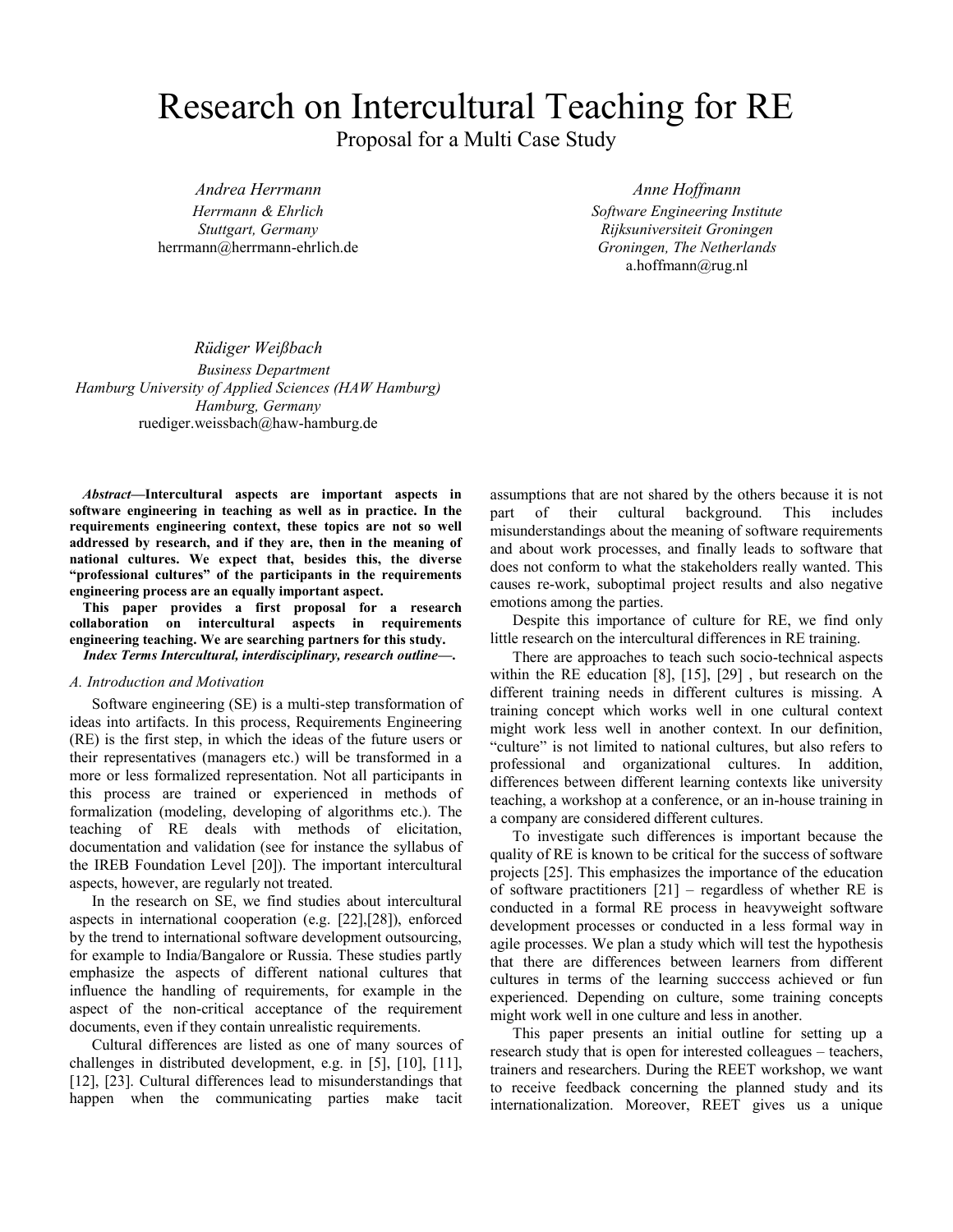# Research on Intercultural Teaching for RE

Proposal for a Multi Case Study

*Andrea Herrmann*
*Herrmann & Ehrlich*
*Stuttgart, Germany*
herrmann@herrmann-ehrlich.de

*Anne Hoffmann*
*Software Engineering Institute*
*Rijksuniversiteit Groningen*
*Groningen, The Netherlands*
a.hoffmann@rug.nl

*Rüdiger Weißbach*
*Business Department*
*Hamburg University of Applied Sciences (HAW Hamburg)*
*Hamburg, Germany*
ruediger.weissbach@haw-hamburg.de

***Abstract*—Intercultural aspects are important aspects in software engineering in teaching as well as in practice. In the requirements engineering context, these topics are not so well addressed by research, and if they are, then in the meaning of national cultures. We expect that, besides this, the diverse "professional cultures" of the participants in the requirements engineering process are an equally important aspect.**

**This paper provides a first proposal for a research collaboration on intercultural aspects in requirements engineering teaching. We are searching partners for this study.**

***Index Terms Intercultural, interdisciplinary, research outline—.***

### *A. Introduction and Motivation*

Software engineering (SE) is a multi-step transformation of ideas into artifacts. In this process, Requirements Engineering (RE) is the first step, in which the ideas of the future users or their representatives (managers etc.) will be transformed in a more or less formalized representation. Not all participants in this process are trained or experienced in methods of formalization (modeling, developing of algorithms etc.). The teaching of RE deals with methods of elicitation, documentation and validation (see for instance the syllabus of the IREB Foundation Level [20]). The important intercultural aspects, however, are regularly not treated.

In the research on SE, we find studies about intercultural aspects in international cooperation (e.g. [22],[28]), enforced by the trend to international software development outsourcing, for example to India/Bangalore or Russia. These studies partly emphasize the aspects of different national cultures that influence the handling of requirements, for example in the aspect of the non-critical acceptance of the requirement documents, even if they contain unrealistic requirements.

Cultural differences are listed as one of many sources of challenges in distributed development, e.g. in [5], [10], [11], [12], [23]. Cultural differences lead to misunderstandings that happen when the communicating parties make tacit assumptions that are not shared by the others because it is not part of their cultural background. This includes misunderstandings about the meaning of software requirements and about work processes, and finally leads to software that does not conform to what the stakeholders really wanted. This causes re-work, suboptimal project results and also negative emotions among the parties.

Despite this importance of culture for RE, we find only little research on the intercultural differences in RE training.

There are approaches to teach such socio-technical aspects within the RE education [8], [15], [29] , but research on the different training needs in different cultures is missing. A training concept which works well in one cultural context might work less well in another context. In our definition, "culture" is not limited to national cultures, but also refers to professional and organizational cultures. In addition, differences between different learning contexts like university teaching, a workshop at a conference, or an in-house training in a company are considered different cultures.

To investigate such differences is important because the quality of RE is known to be critical for the success of software projects [25]. This emphasizes the importance of the education of software practitioners [21] – regardless of whether RE is conducted in a formal RE process in heavyweight software development processes or conducted in a less formal way in agile processes. We plan a study which will test the hypothesis that there are differences between learners from different cultures in terms of the learning succcess achieved or fun experienced. Depending on culture, some training concepts might work well in one culture and less in another.

This paper presents an initial outline for setting up a research study that is open for interested colleagues – teachers, trainers and researchers. During the REET workshop, we want to receive feedback concerning the planned study and its internationalization. Moreover, REET gives us a unique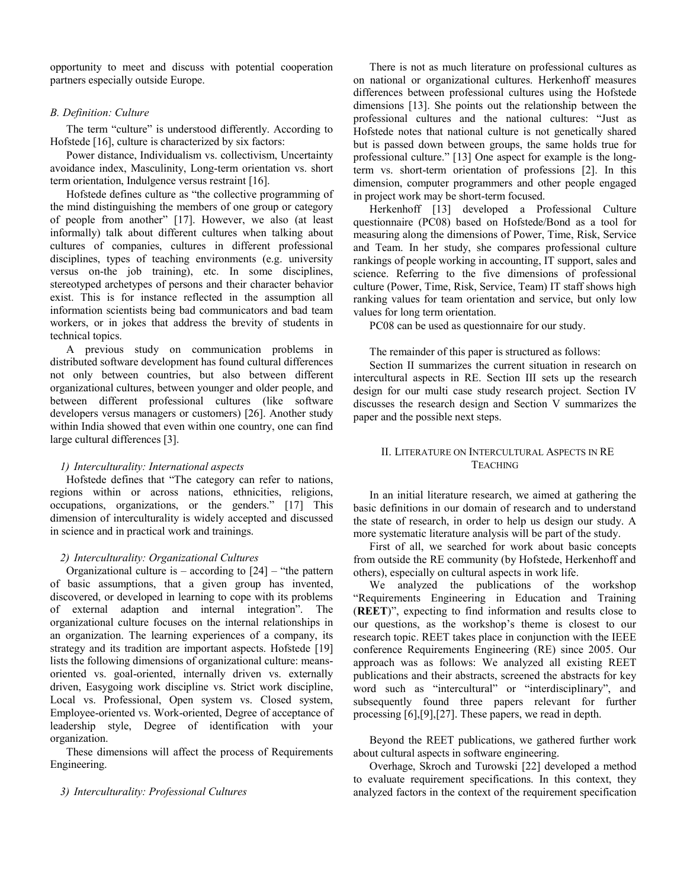opportunity to meet and discuss with potential cooperation partners especially outside Europe.

### *B. Definition: Culture*

The term "culture" is understood differently. According to Hofstede [16], culture is characterized by six factors:

Power distance, Individualism vs. collectivism, Uncertainty avoidance index, Masculinity, Long-term orientation vs. short term orientation, Indulgence versus restraint [16].

Hofstede defines culture as "the collective programming of the mind distinguishing the members of one group or category of people from another" [17]. However, we also (at least informally) talk about different cultures when talking about cultures of companies, cultures in different professional disciplines, types of teaching environments (e.g. university versus on-the job training), etc. In some disciplines, stereotyped archetypes of persons and their character behavior exist. This is for instance reflected in the assumption all information scientists being bad communicators and bad team workers, or in jokes that address the brevity of students in technical topics.

A previous study on communication problems in distributed software development has found cultural differences not only between countries, but also between different organizational cultures, between younger and older people, and between different professional cultures (like software developers versus managers or customers) [26]. Another study within India showed that even within one country, one can find large cultural differences [3].

#### *1) Interculturality: International aspects*

Hofstede defines that "The category can refer to nations, regions within or across nations, ethnicities, religions, occupations, organizations, or the genders." [17] This dimension of interculturality is widely accepted and discussed in science and in practical work and trainings.

#### *2) Interculturality: Organizational Cultures*

Organizational culture is – according to [24] – "the pattern of basic assumptions, that a given group has invented, discovered, or developed in learning to cope with its problems of external adaption and internal integration". The organizational culture focuses on the internal relationships in an organization. The learning experiences of a company, its strategy and its tradition are important aspects. Hofstede [19] lists the following dimensions of organizational culture: means-oriented vs. goal-oriented, internally driven vs. externally driven, Easygoing work discipline vs. Strict work discipline, Local vs. Professional, Open system vs. Closed system, Employee-oriented vs. Work-oriented, Degree of acceptance of leadership style, Degree of identification with your organization.

These dimensions will affect the process of Requirements Engineering.

#### *3) Interculturality: Professional Cultures*

There is not as much literature on professional cultures as on national or organizational cultures. Herkenhoff measures differences between professional cultures using the Hofstede dimensions [13]. She points out the relationship between the professional cultures and the national cultures: "Just as Hofstede notes that national culture is not genetically shared but is passed down between groups, the same holds true for professional culture." [13] One aspect for example is the long-term vs. short-term orientation of professions [2]. In this dimension, computer programmers and other people engaged in project work may be short-term focused.

Herkenhoff [13] developed a Professional Culture questionnaire (PC08) based on Hofstede/Bond as a tool for measuring along the dimensions of Power, Time, Risk, Service and Team. In her study, she compares professional culture rankings of people working in accounting, IT support, sales and science. Referring to the five dimensions of professional culture (Power, Time, Risk, Service, Team) IT staff shows high ranking values for team orientation and service, but only low values for long term orientation.

PC08 can be used as questionnaire for our study.

The remainder of this paper is structured as follows:

Section II summarizes the current situation in research on intercultural aspects in RE. Section III sets up the research design for our multi case study research project. Section IV discusses the research design and Section V summarizes the paper and the possible next steps.

## II. Literature on Intercultural Aspects in RE Teaching

In an initial literature research, we aimed at gathering the basic definitions in our domain of research and to understand the state of research, in order to help us design our study. A more systematic literature analysis will be part of the study.

First of all, we searched for work about basic concepts from outside the RE community (by Hofstede, Herkenhoff and others), especially on cultural aspects in work life.

We analyzed the publications of the workshop "Requirements Engineering in Education and Training (**REET**)", expecting to find information and results close to our questions, as the workshop's theme is closest to our research topic. REET takes place in conjunction with the IEEE conference Requirements Engineering (RE) since 2005. Our approach was as follows: We analyzed all existing REET publications and their abstracts, screened the abstracts for key word such as "intercultural" or "interdisciplinary", and subsequently found three papers relevant for further processing [6],[9],[27]. These papers, we read in depth.

Beyond the REET publications, we gathered further work about cultural aspects in software engineering.

Overhage, Skroch and Turowski [22] developed a method to evaluate requirement specifications. In this context, they analyzed factors in the context of the requirement specification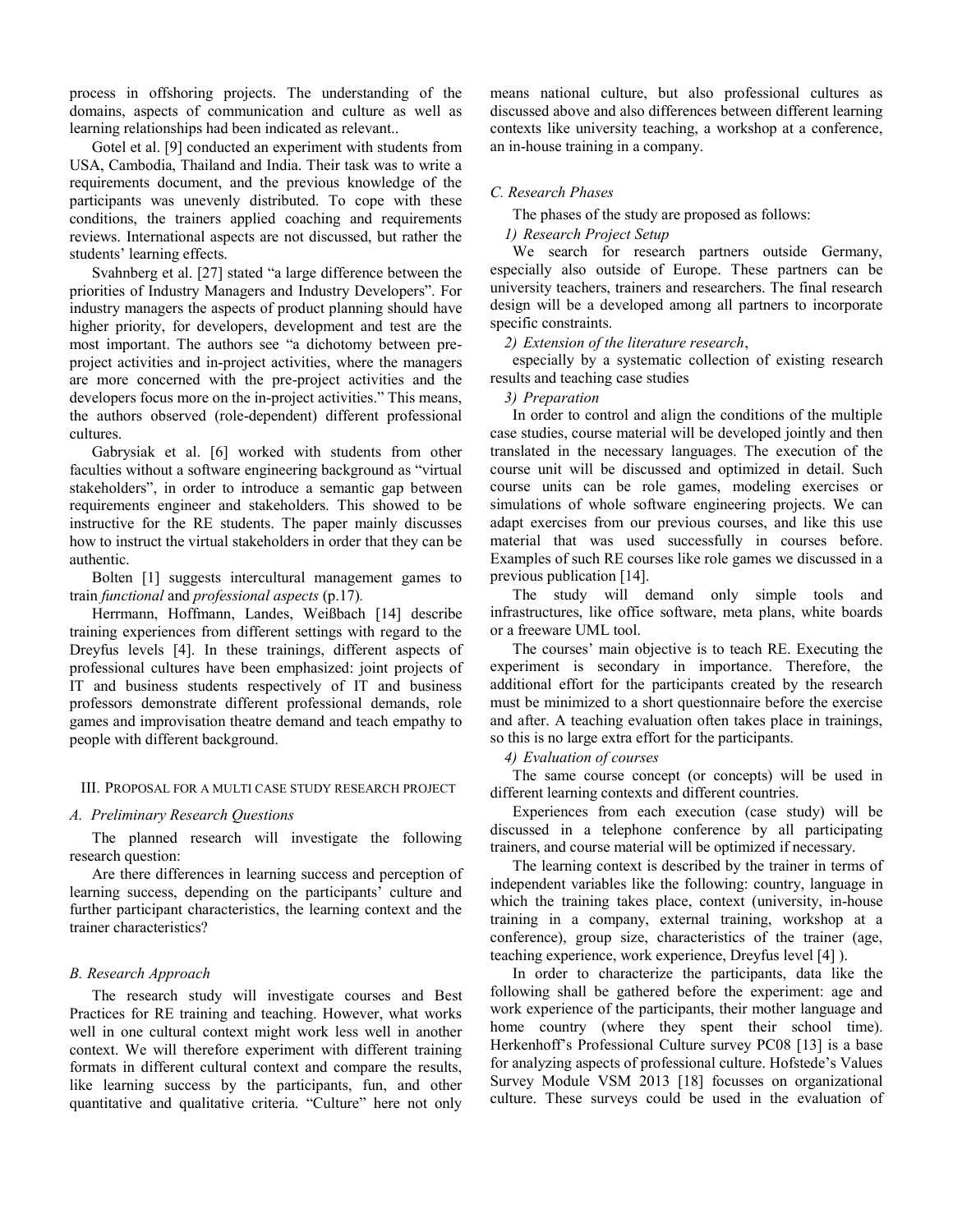process in offshoring projects. The understanding of the domains, aspects of communication and culture as well as learning relationships had been indicated as relevant..

Gotel et al. [9] conducted an experiment with students from USA, Cambodia, Thailand and India. Their task was to write a requirements document, and the previous knowledge of the participants was unevenly distributed. To cope with these conditions, the trainers applied coaching and requirements reviews. International aspects are not discussed, but rather the students' learning effects.

Svahnberg et al. [27] stated "a large difference between the priorities of Industry Managers and Industry Developers". For industry managers the aspects of product planning should have higher priority, for developers, development and test are the most important. The authors see "a dichotomy between pre-project activities and in-project activities, where the managers are more concerned with the pre-project activities and the developers focus more on the in-project activities." This means, the authors observed (role-dependent) different professional cultures.

Gabrysiak et al. [6] worked with students from other faculties without a software engineering background as "virtual stakeholders", in order to introduce a semantic gap between requirements engineer and stakeholders. This showed to be instructive for the RE students. The paper mainly discusses how to instruct the virtual stakeholders in order that they can be authentic.

Bolten [1] suggests intercultural management games to train *functional* and *professional aspects* (p.17).

Herrmann, Hoffmann, Landes, Weißbach [14] describe training experiences from different settings with regard to the Dreyfus levels [4]. In these trainings, different aspects of professional cultures have been emphasized: joint projects of IT and business students respectively of IT and business professors demonstrate different professional demands, role games and improvisation theatre demand and teach empathy to people with different background.

## III. Proposal for a Multi Case Study Research Project

### A. Preliminary Research Questions

The planned research will investigate the following research question:

Are there differences in learning success and perception of learning success, depending on the participants' culture and further participant characteristics, the learning context and the trainer characteristics?

### B. Research Approach

The research study will investigate courses and Best Practices for RE training and teaching. However, what works well in one cultural context might work less well in another context. We will therefore experiment with different training formats in different cultural context and compare the results, like learning success by the participants, fun, and other quantitative and qualitative criteria. "Culture" here not only means national culture, but also professional cultures as discussed above and also differences between different learning contexts like university teaching, a workshop at a conference, an in-house training in a company.

### C. Research Phases

The phases of the study are proposed as follows:

*1) Research Project Setup*

We search for research partners outside Germany, especially also outside of Europe. These partners can be university teachers, trainers and researchers. The final research design will be a developed among all partners to incorporate specific constraints.

*2) Extension of the literature research*,

especially by a systematic collection of existing research results and teaching case studies

*3) Preparation*

In order to control and align the conditions of the multiple case studies, course material will be developed jointly and then translated in the necessary languages. The execution of the course unit will be discussed and optimized in detail. Such course units can be role games, modeling exercises or simulations of whole software engineering projects. We can adapt exercises from our previous courses, and like this use material that was used successfully in courses before. Examples of such RE courses like role games we discussed in a previous publication [14].

The study will demand only simple tools and infrastructures, like office software, meta plans, white boards or a freeware UML tool.

The courses' main objective is to teach RE. Executing the experiment is secondary in importance. Therefore, the additional effort for the participants created by the research must be minimized to a short questionnaire before the exercise and after. A teaching evaluation often takes place in trainings, so this is no large extra effort for the participants.

*4) Evaluation of courses*

The same course concept (or concepts) will be used in different learning contexts and different countries.

Experiences from each execution (case study) will be discussed in a telephone conference by all participating trainers, and course material will be optimized if necessary.

The learning context is described by the trainer in terms of independent variables like the following: country, language in which the training takes place, context (university, in-house training in a company, external training, workshop at a conference), group size, characteristics of the trainer (age, teaching experience, work experience, Dreyfus level [4] ).

In order to characterize the participants, data like the following shall be gathered before the experiment: age and work experience of the participants, their mother language and home country (where they spent their school time). Herkenhoff's Professional Culture survey PC08 [13] is a base for analyzing aspects of professional culture. Hofstede's Values Survey Module VSM 2013 [18] focusses on organizational culture. These surveys could be used in the evaluation of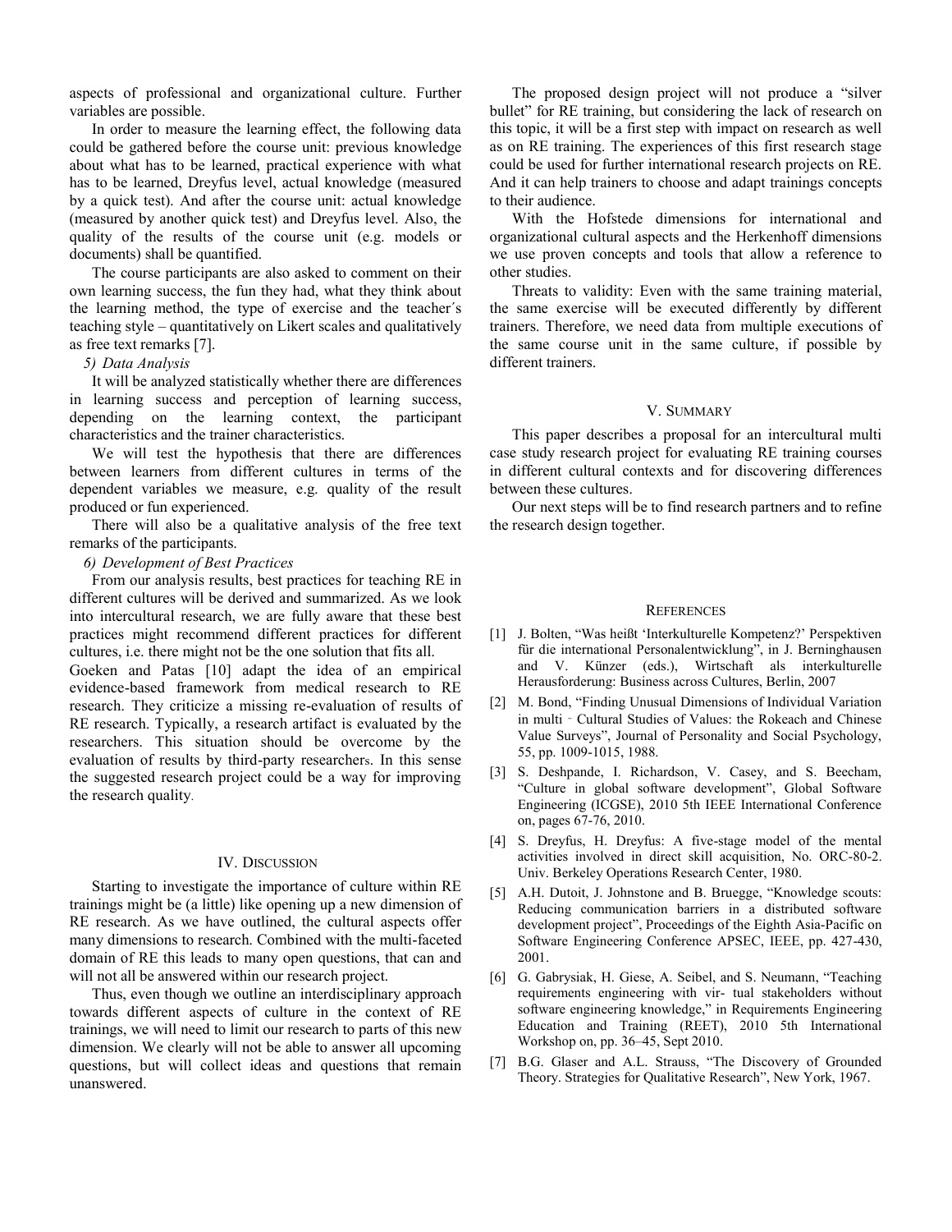aspects of professional and organizational culture. Further variables are possible.

In order to measure the learning effect, the following data could be gathered before the course unit: previous knowledge about what has to be learned, practical experience with what has to be learned, Dreyfus level, actual knowledge (measured by a quick test). And after the course unit: actual knowledge (measured by another quick test) and Dreyfus level. Also, the quality of the results of the course unit (e.g. models or documents) shall be quantified.

The course participants are also asked to comment on their own learning success, the fun they had, what they think about the learning method, the type of exercise and the teacher´s teaching style – quantitatively on Likert scales and qualitatively as free text remarks [7].

*5) Data Analysis*

It will be analyzed statistically whether there are differences in learning success and perception of learning success, depending on the learning context, the participant characteristics and the trainer characteristics.

We will test the hypothesis that there are differences between learners from different cultures in terms of the dependent variables we measure, e.g. quality of the result produced or fun experienced.

There will also be a qualitative analysis of the free text remarks of the participants.

*6) Development of Best Practices*

From our analysis results, best practices for teaching RE in different cultures will be derived and summarized. As we look into intercultural research, we are fully aware that these best practices might recommend different practices for different cultures, i.e. there might not be the one solution that fits all.

Goeken and Patas [10] adapt the idea of an empirical evidence-based framework from medical research to RE research. They criticize a missing re-evaluation of results of RE research. Typically, a research artifact is evaluated by the researchers. This situation should be overcome by the evaluation of results by third-party researchers. In this sense the suggested research project could be a way for improving the research quality.

## IV. Discussion

Starting to investigate the importance of culture within RE trainings might be (a little) like opening up a new dimension of RE research. As we have outlined, the cultural aspects offer many dimensions to research. Combined with the multi-faceted domain of RE this leads to many open questions, that can and will not all be answered within our research project.

Thus, even though we outline an interdisciplinary approach towards different aspects of culture in the context of RE trainings, we will need to limit our research to parts of this new dimension. We clearly will not be able to answer all upcoming questions, but will collect ideas and questions that remain unanswered.

The proposed design project will not produce a "silver bullet" for RE training, but considering the lack of research on this topic, it will be a first step with impact on research as well as on RE training. The experiences of this first research stage could be used for further international research projects on RE. And it can help trainers to choose and adapt trainings concepts to their audience.

With the Hofstede dimensions for international and organizational cultural aspects and the Herkenhoff dimensions we use proven concepts and tools that allow a reference to other studies.

Threats to validity: Even with the same training material, the same exercise will be executed differently by different trainers. Therefore, we need data from multiple executions of the same course unit in the same culture, if possible by different trainers.

## V. Summary

This paper describes a proposal for an intercultural multi case study research project for evaluating RE training courses in different cultural contexts and for discovering differences between these cultures.

Our next steps will be to find research partners and to refine the research design together.

## References

[1] J. Bolten, "Was heißt 'Interkulturelle Kompetenz?' Perspektiven für die international Personalentwicklung", in J. Berninghausen and V. Künzer (eds.), Wirtschaft als interkulturelle Herausforderung: Business across Cultures, Berlin, 2007

[2] M. Bond, "Finding Unusual Dimensions of Individual Variation in multi‐Cultural Studies of Values: the Rokeach and Chinese Value Surveys", Journal of Personality and Social Psychology, 55, pp. 1009-1015, 1988.

[3] S. Deshpande, I. Richardson, V. Casey, and S. Beecham, "Culture in global software development", Global Software Engineering (ICGSE), 2010 5th IEEE International Conference on, pages 67-76, 2010.

[4] S. Dreyfus, H. Dreyfus: A five-stage model of the mental activities involved in direct skill acquisition, No. ORC-80-2. Univ. Berkeley Operations Research Center, 1980.

[5] A.H. Dutoit, J. Johnstone and B. Bruegge, "Knowledge scouts: Reducing communication barriers in a distributed software development project", Proceedings of the Eighth Asia-Pacific on Software Engineering Conference APSEC, IEEE, pp. 427-430, 2001.

[6] G. Gabrysiak, H. Giese, A. Seibel, and S. Neumann, "Teaching requirements engineering with vir- tual stakeholders without software engineering knowledge," in Requirements Engineering Education and Training (REET), 2010 5th International Workshop on, pp. 36–45, Sept 2010.

[7] B.G. Glaser and A.L. Strauss, "The Discovery of Grounded Theory. Strategies for Qualitative Research", New York, 1967.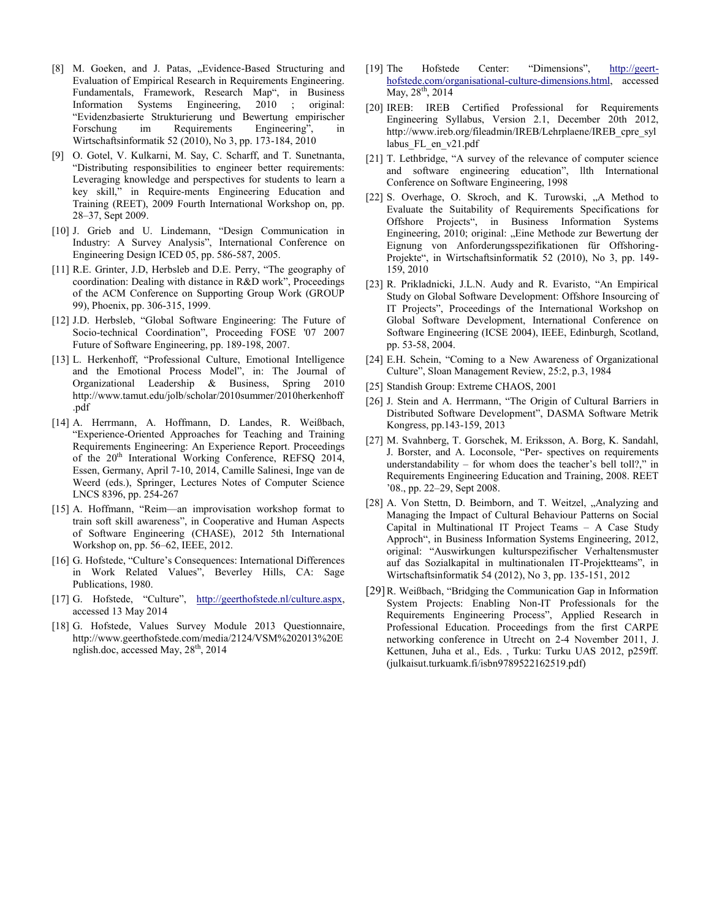[8] M. Goeken, and J. Patas, „Evidence-Based Structuring and Evaluation of Empirical Research in Requirements Engineering. Fundamentals, Framework, Research Map“, in Business Information Systems Engineering, 2010 ; original: “Evidenzbasierte Strukturierung und Bewertung empirischer Forschung im Requirements Engineering”, in Wirtschaftsinformatik 52 (2010), No 3, pp. 173-184, 2010

[9] O. Gotel, V. Kulkarni, M. Say, C. Scharff, and T. Sunetnanta, “Distributing responsibilities to engineer better requirements: Leveraging knowledge and perspectives for students to learn a key skill,” in Require-ments Engineering Education and Training (REET), 2009 Fourth International Workshop on, pp. 28–37, Sept 2009.

[10] J. Grieb and U. Lindemann, “Design Communication in Industry: A Survey Analysis”, International Conference on Engineering Design ICED 05, pp. 586-587, 2005.

[11] R.E. Grinter, J.D, Herbsleb and D.E. Perry, “The geography of coordination: Dealing with distance in R&D work”, Proceedings of the ACM Conference on Supporting Group Work (GROUP 99), Phoenix, pp. 306-315, 1999.

[12] J.D. Herbsleb, “Global Software Engineering: The Future of Socio-technical Coordination”, Proceeding FOSE '07 2007 Future of Software Engineering, pp. 189-198, 2007.

[13] L. Herkenhoff, “Professional Culture, Emotional Intelligence and the Emotional Process Model”, in: The Journal of Organizational Leadership & Business, Spring 2010 http://www.tamut.edu/jolb/scholar/2010summer/2010herkenhoff.pdf

[14] A. Herrmann, A. Hoffmann, D. Landes, R. Weißbach, “Experience-Oriented Approaches for Teaching and Training Requirements Engineering: An Experience Report. Proceedings of the 20th Interational Working Conference, REFSQ 2014, Essen, Germany, April 7-10, 2014, Camille Salinesi, Inge van de Weerd (eds.), Springer, Lectures Notes of Computer Science LNCS 8396, pp. 254-267

[15] A. Hoffmann, “Reim—an improvisation workshop format to train soft skill awareness”, in Cooperative and Human Aspects of Software Engineering (CHASE), 2012 5th International Workshop on, pp. 56–62, IEEE, 2012.

[16] G. Hofstede, “Culture’s Consequences: International Differences in Work Related Values”, Beverley Hills, CA: Sage Publications, 1980.

[17] G. Hofstede, “Culture”, http://geerthofstede.nl/culture.aspx, accessed 13 May 2014

[18] G. Hofstede, Values Survey Module 2013 Questionnaire, http://www.geerthofstede.com/media/2124/VSM%202013%20English.doc, accessed May, 28th, 2014

[19] The Hofstede Center: “Dimensions”, http://geert-hofstede.com/organisational-culture-dimensions.html, accessed May, 28th, 2014

[20] IREB: IREB Certified Professional for Requirements Engineering Syllabus, Version 2.1, December 20th 2012, http://www.ireb.org/fileadmin/IREB/Lehrplaene/IREB_cpre_syllabus_FL_en_v21.pdf

[21] T. Lethbridge, “A survey of the relevance of computer science and software engineering education”, llth International Conference on Software Engineering, 1998

[22] S. Overhage, O. Skroch, and K. Turowski, „A Method to Evaluate the Suitability of Requirements Specifications for Offshore Projects“, in Business Information Systems Engineering, 2010; original: „Eine Methode zur Bewertung der Eignung von Anforderungsspezifikationen für Offshoring-Projekte“, in Wirtschaftsinformatik 52 (2010), No 3, pp. 149-159, 2010

[23] R. Prikladnicki, J.L.N. Audy and R. Evaristo, “An Empirical Study on Global Software Development: Offshore Insourcing of IT Projects”, Proceedings of the International Workshop on Global Software Development, International Conference on Software Engineering (ICSE 2004), IEEE, Edinburgh, Scotland, pp. 53-58, 2004.

[24] E.H. Schein, “Coming to a New Awareness of Organizational Culture”, Sloan Management Review, 25:2, p.3, 1984

[25] Standish Group: Extreme CHAOS, 2001

[26] J. Stein and A. Herrmann, “The Origin of Cultural Barriers in Distributed Software Development”, DASMA Software Metrik Kongress, pp.143-159, 2013

[27] M. Svahnberg, T. Gorschek, M. Eriksson, A. Borg, K. Sandahl, J. Borster, and A. Loconsole, “Per- spectives on requirements understandability – for whom does the teacher’s bell toll?,” in Requirements Engineering Education and Training, 2008. REET ’08., pp. 22–29, Sept 2008.

[28] A. Von Stettn, D. Beimborn, and T. Weitzel, „Analyzing and Managing the Impact of Cultural Behaviour Patterns on Social Capital in Multinational IT Project Teams – A Case Study Approch“, in Business Information Systems Engineering, 2012, original: “Auswirkungen kulturspezifischer Verhaltensmuster auf das Sozialkapital in multinationalen IT-Projektteams”, in Wirtschaftsinformatik 54 (2012), No 3, pp. 135-151, 2012

[29] R. Weißbach, “Bridging the Communication Gap in Information System Projects: Enabling Non-IT Professionals for the Requirements Engineering Process”, Applied Research in Professional Education. Proceedings from the first CARPE networking conference in Utrecht on 2-4 November 2011, J. Kettunen, Juha et al., Eds. , Turku: Turku UAS 2012, p259ff. (julkaisut.turkuamk.fi/isbn9789522162519.pdf)